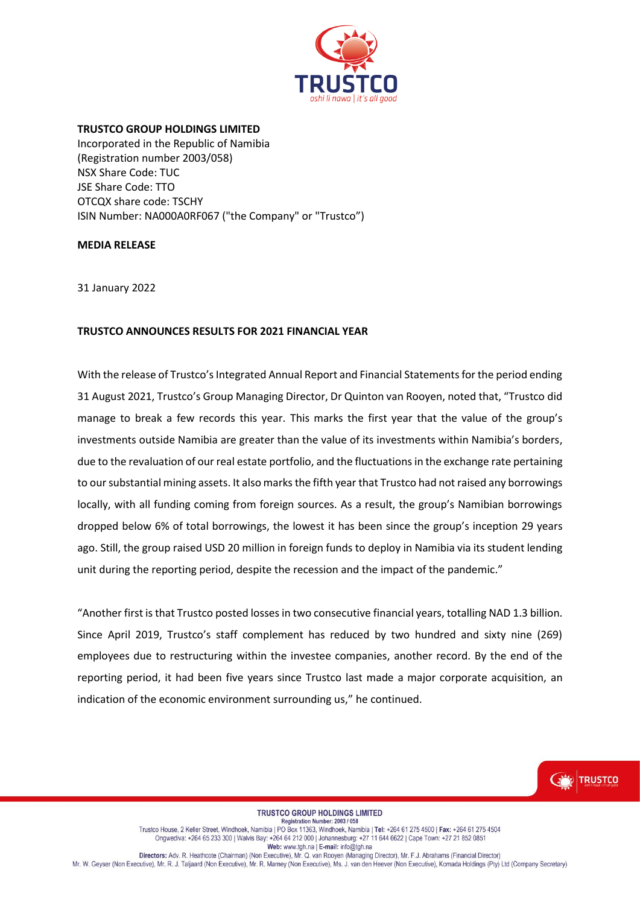**TRUSTCO GROUP HOLDINGS LIMITED**
Incorporated in the Republic of Namibia
(Registration number 2003/058)
NSX Share Code: TUC
JSE Share Code: TTO
OTCQX share code: TSCHY
ISIN Number: NA000A0RF067 ("the Company" or "Trustco")

**MEDIA RELEASE**

31 January 2022

**TRUSTCO ANNOUNCES RESULTS FOR 2021 FINANCIAL YEAR**

With the release of Trustco's Integrated Annual Report and Financial Statements for the period ending 31 August 2021, Trustco's Group Managing Director, Dr Quinton van Rooyen, noted that, "Trustco did manage to break a few records this year. This marks the first year that the value of the group's investments outside Namibia are greater than the value of its investments within Namibia's borders, due to the revaluation of our real estate portfolio, and the fluctuations in the exchange rate pertaining to our substantial mining assets. It also marks the fifth year that Trustco had not raised any borrowings locally, with all funding coming from foreign sources. As a result, the group's Namibian borrowings dropped below 6% of total borrowings, the lowest it has been since the group's inception 29 years ago. Still, the group raised USD 20 million in foreign funds to deploy in Namibia via its student lending unit during the reporting period, despite the recession and the impact of the pandemic."

"Another first is that Trustco posted losses in two consecutive financial years, totalling NAD 1.3 billion. Since April 2019, Trustco's staff complement has reduced by two hundred and sixty nine (269) employees due to restructuring within the investee companies, another record. By the end of the reporting period, it had been five years since Trustco last made a major corporate acquisition, an indication of the economic environment surrounding us," he continued.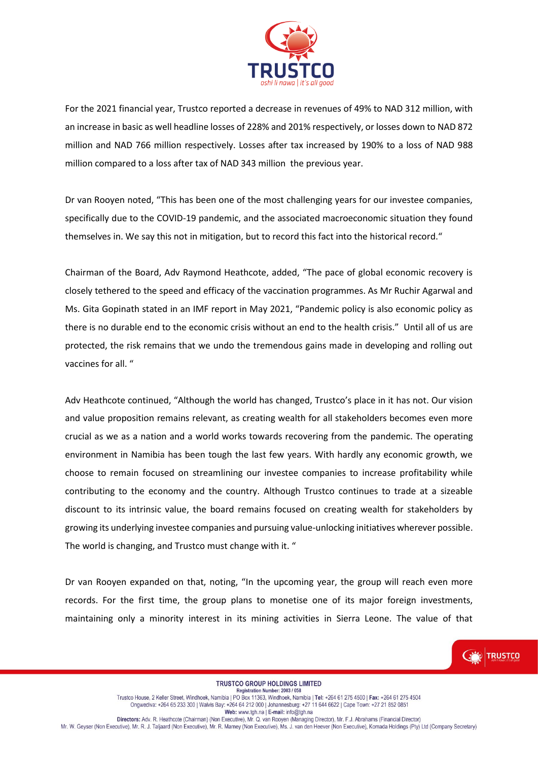For the 2021 financial year, Trustco reported a decrease in revenues of 49% to NAD 312 million, with an increase in basic as well headline losses of 228% and 201% respectively, or losses down to NAD 872 million and NAD 766 million respectively. Losses after tax increased by 190% to a loss of NAD 988 million compared to a loss after tax of NAD 343 million the previous year.

Dr van Rooyen noted, "This has been one of the most challenging years for our investee companies, specifically due to the COVID-19 pandemic, and the associated macroeconomic situation they found themselves in. We say this not in mitigation, but to record this fact into the historical record."

Chairman of the Board, Adv Raymond Heathcote, added, "The pace of global economic recovery is closely tethered to the speed and efficacy of the vaccination programmes. As Mr Ruchir Agarwal and Ms. Gita Gopinath stated in an IMF report in May 2021, "Pandemic policy is also economic policy as there is no durable end to the economic crisis without an end to the health crisis." Until all of us are protected, the risk remains that we undo the tremendous gains made in developing and rolling out vaccines for all. "

Adv Heathcote continued, "Although the world has changed, Trustco's place in it has not. Our vision and value proposition remains relevant, as creating wealth for all stakeholders becomes even more crucial as we as a nation and a world works towards recovering from the pandemic. The operating environment in Namibia has been tough the last few years. With hardly any economic growth, we choose to remain focused on streamlining our investee companies to increase profitability while contributing to the economy and the country. Although Trustco continues to trade at a sizeable discount to its intrinsic value, the board remains focused on creating wealth for stakeholders by growing its underlying investee companies and pursuing value-unlocking initiatives wherever possible. The world is changing, and Trustco must change with it. "

Dr van Rooyen expanded on that, noting, "In the upcoming year, the group will reach even more records. For the first time, the group plans to monetise one of its major foreign investments, maintaining only a minority interest in its mining activities in Sierra Leone. The value of that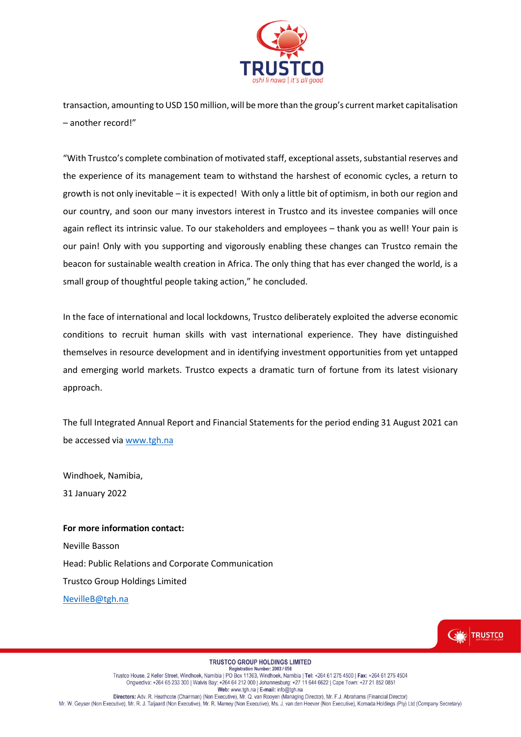transaction, amounting to USD 150 million, will be more than the group's current market capitalisation – another record!"

"With Trustco's complete combination of motivated staff, exceptional assets, substantial reserves and the experience of its management team to withstand the harshest of economic cycles, a return to growth is not only inevitable – it is expected! With only a little bit of optimism, in both our region and our country, and soon our many investors interest in Trustco and its investee companies will once again reflect its intrinsic value. To our stakeholders and employees – thank you as well! Your pain is our pain! Only with you supporting and vigorously enabling these changes can Trustco remain the beacon for sustainable wealth creation in Africa. The only thing that has ever changed the world, is a small group of thoughtful people taking action," he concluded.

In the face of international and local lockdowns, Trustco deliberately exploited the adverse economic conditions to recruit human skills with vast international experience. They have distinguished themselves in resource development and in identifying investment opportunities from yet untapped and emerging world markets. Trustco expects a dramatic turn of fortune from its latest visionary approach.

The full Integrated Annual Report and Financial Statements for the period ending 31 August 2021 can be accessed via www.tgh.na

Windhoek, Namibia,
31 January 2022

**For more information contact:**
Neville Basson
Head: Public Relations and Corporate Communication
Trustco Group Holdings Limited
NevilleB@tgh.na